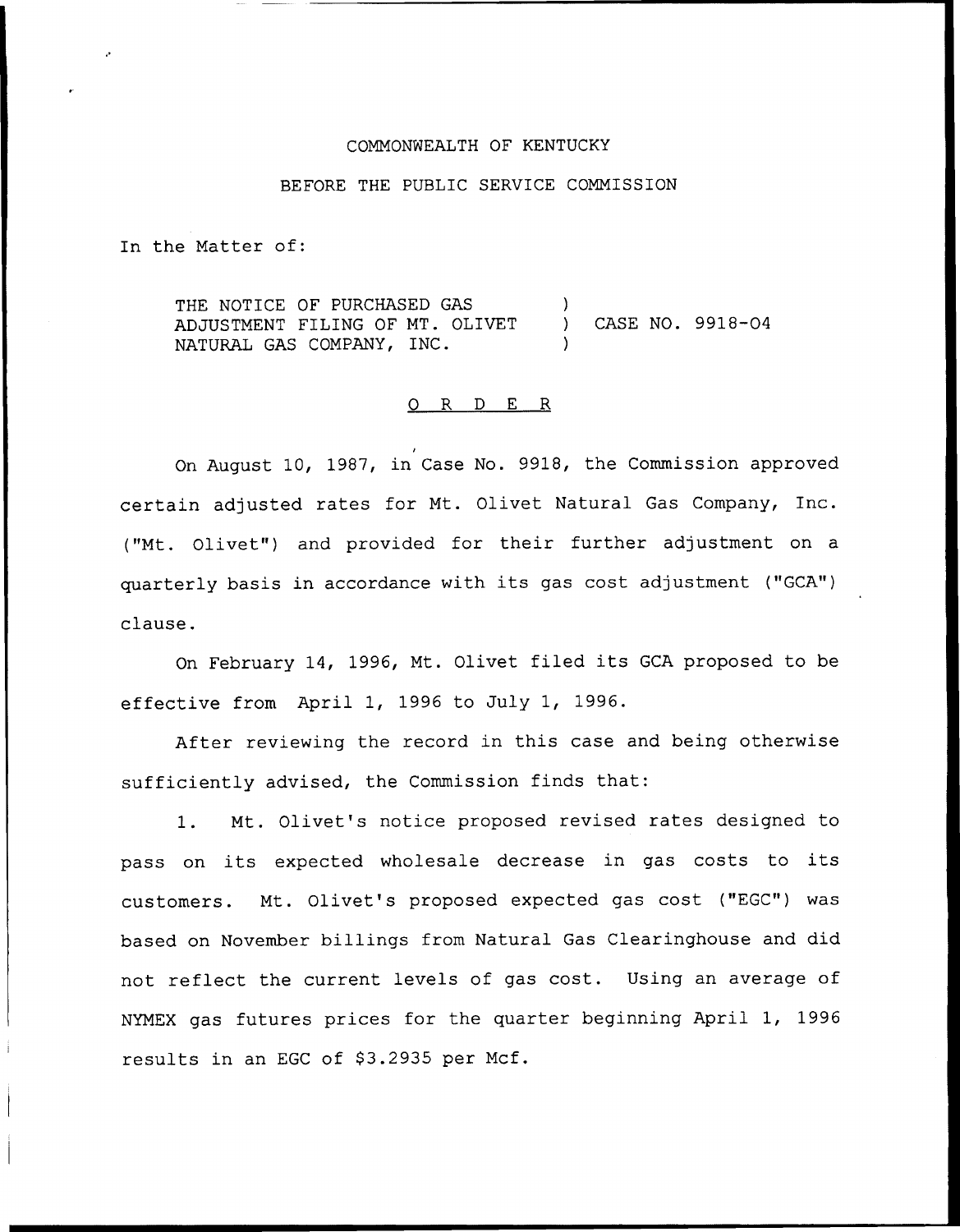COMMONWEALTH OF KENTUCKY

BEFORE THE PUBLIC SERVICE COMMISSION

In the Matter of:

| | | |
|---|---|---|
| THE NOTICE OF PURCHASED GAS ADJUSTMENT FILING OF MT. OLIVET NATURAL GAS COMPANY, INC. | ) ) ) | CASE NO. 9918-04 |

## O R D E R

On August 10, 1987, in Case No. 9918, the Commission approved certain adjusted rates for Mt. Olivet Natural Gas Company, Inc. ("Mt. Olivet") and provided for their further adjustment on a quarterly basis in accordance with its gas cost adjustment ("GCA") clause.

On February 14, 1996, Mt. Olivet filed its GCA proposed to be effective from April 1, 1996 to July 1, 1996.

After reviewing the record in this case and being otherwise sufficiently advised, the Commission finds that:

1. Mt. Olivet's notice proposed revised rates designed to pass on its expected wholesale decrease in gas costs to its customers. Mt. Olivet's proposed expected gas cost ("EGC") was based on November billings from Natural Gas Clearinghouse and did not reflect the current levels of gas cost. Using an average of NYMEX gas futures prices for the quarter beginning April 1, 1996 results in an EGC of $3.2935 per Mcf.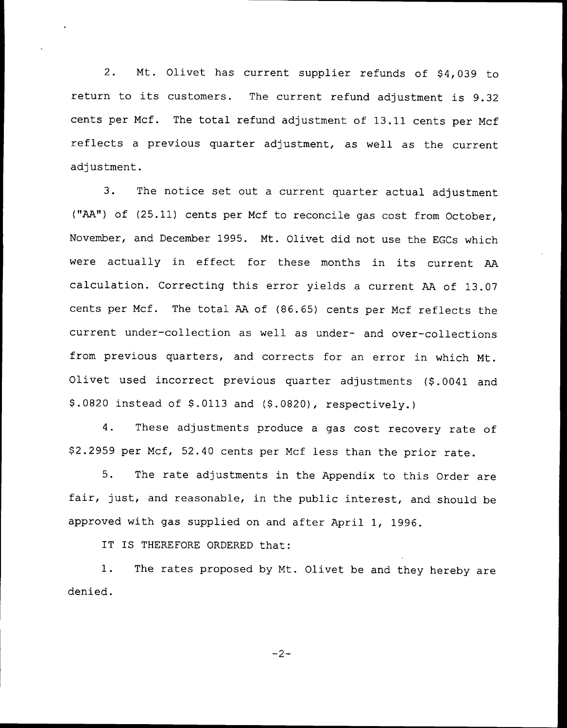2. Mt. Olivet has current supplier refunds of $4,039 to return to its customers. The current refund adjustment is 9.32 cents per Mcf. The total refund adjustment of 13.11 cents per Mcf reflects a previous quarter adjustment, as well as the current adjustment.

3. The notice set out a current quarter actual adjustment ("AA") of (25.11) cents per Mcf to reconcile gas cost from October, November, and December 1995. Mt. Olivet did not use the EGCs which were actually in effect for these months in its current AA calculation. Correcting this error yields a current AA of 13.07 cents per Mcf. The total AA of (86.65) cents per Mcf reflects the current under-collection as well as under- and over-collections from previous quarters, and corrects for an error in which Mt. Olivet used incorrect previous quarter adjustments ($.0041 and $.0820 instead of $.0113 and ($.0820), respectively.)

4. These adjustments produce a gas cost recovery rate of $2.2959 per Mcf, 52.40 cents per Mcf less than the prior rate.

5. The rate adjustments in the Appendix to this Order are fair, just, and reasonable, in the public interest, and should be approved with gas supplied on and after April 1, 1996.

IT IS THEREFORE ORDERED that:

1. The rates proposed by Mt. Olivet be and they hereby are denied.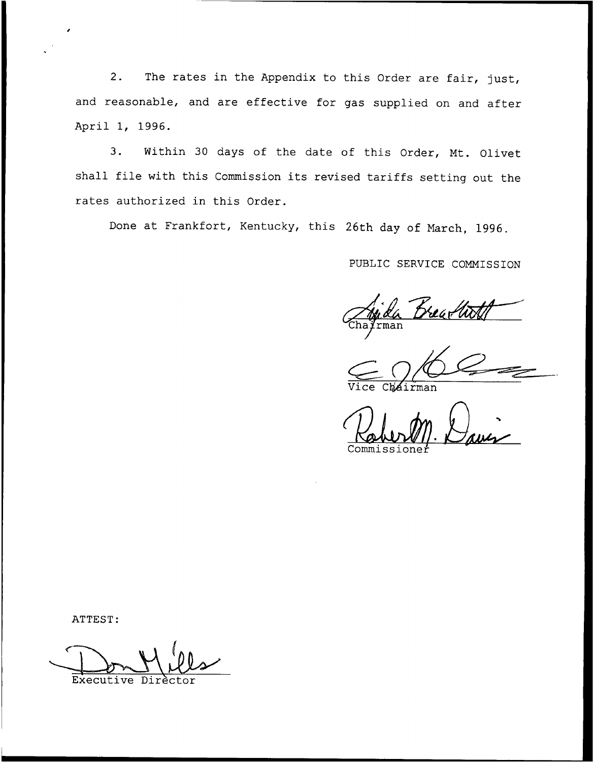2. The rates in the Appendix to this Order are fair, just, and reasonable, and are effective for gas supplied on and after April 1, 1996.

3. Within 30 days of the date of this Order, Mt. Olivet shall file with this Commission its revised tariffs setting out the rates authorized in this Order.

Done at Frankfort, Kentucky, this 26th day of March, 1996.

PUBLIC SERVICE COMMISSION

Chairman

Vice Chairman

Commissioner

ATTEST:

Executive Director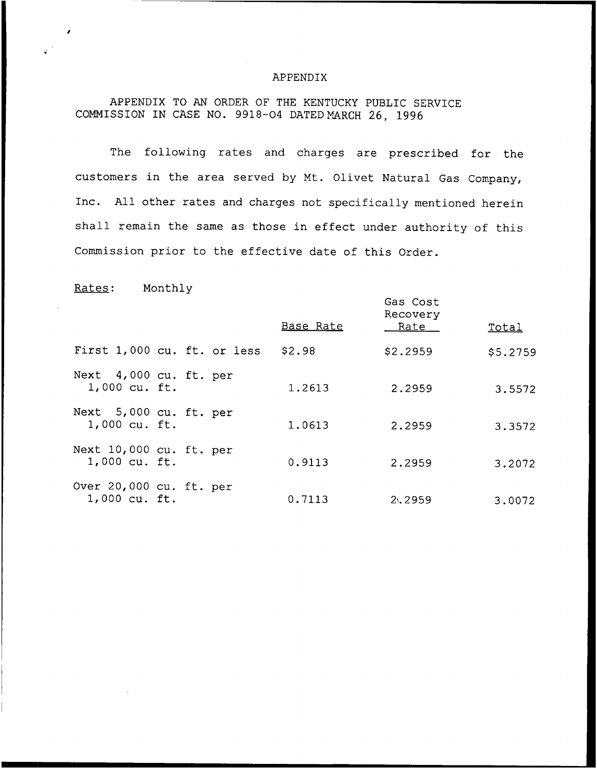APPENDIX

APPENDIX TO AN ORDER OF THE KENTUCKY PUBLIC SERVICE COMMISSION IN CASE NO. 9918-04 DATED MARCH 26, 1996

The following rates and charges are prescribed for the customers in the area served by Mt. Olivet Natural Gas Company, Inc. All other rates and charges not specifically mentioned herein shall remain the same as those in effect under authority of this Commission prior to the effective date of this Order.

Rates: Monthly

| | Base Rate | Gas Cost Recovery Rate | Total |
|---|---|---|---|
| First 1,000 cu. ft. or less | $2.98 | $2.2959 | $5.2759 |
| Next 4,000 cu. ft. per 1,000 cu. ft. | 1.2613 | 2.2959 | 3.5572 |
| Next 5,000 cu. ft. per 1,000 cu. ft. | 1.0613 | 2.2959 | 3.3572 |
| Next 10,000 cu. ft. per 1,000 cu. ft. | 0.9113 | 2.2959 | 3.2072 |
| Over 20,000 cu. ft. per 1,000 cu. ft. | 0.7113 | 2.2959 | 3.0072 |